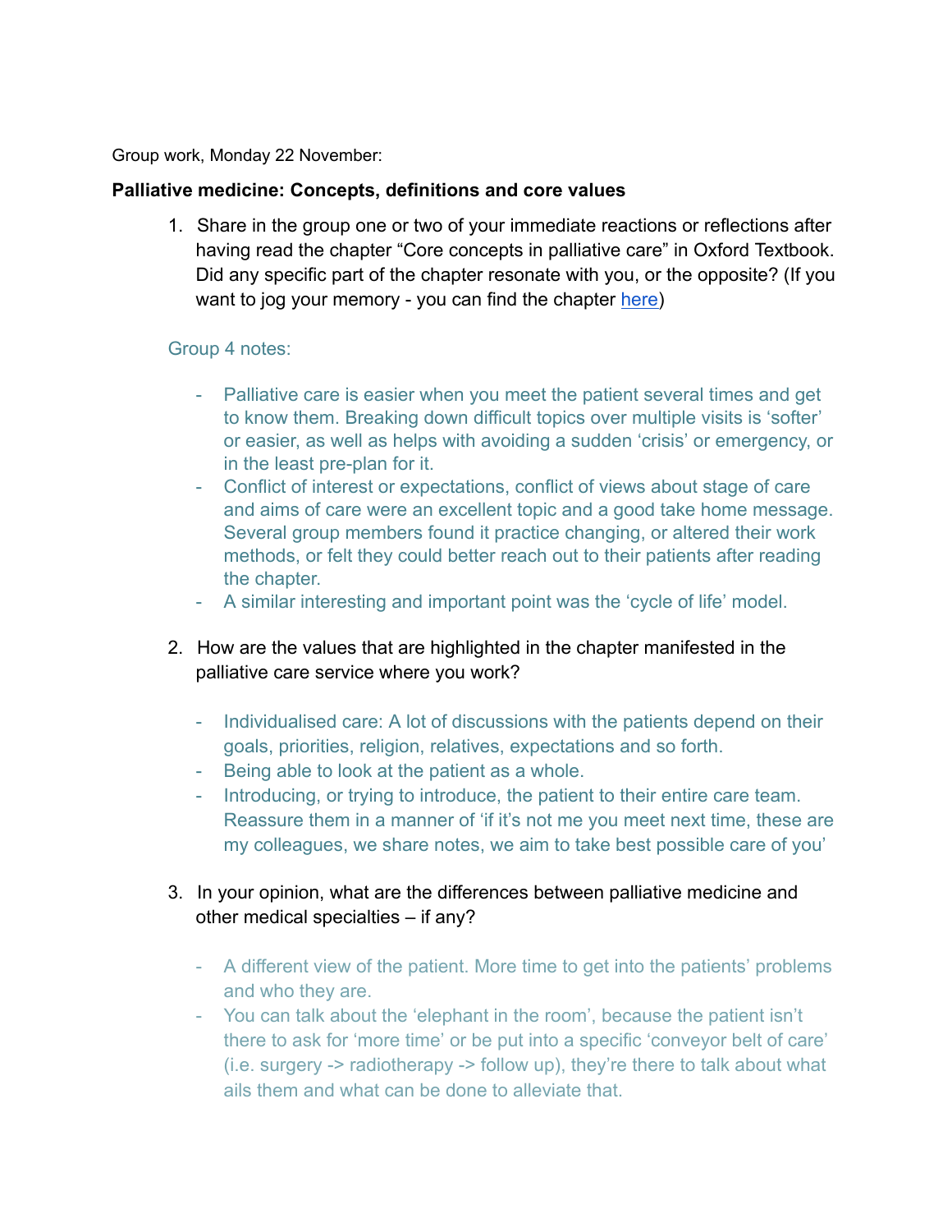Group work, Monday 22 November:

**Palliative medicine: Concepts, definitions and core values**

1. Share in the group one or two of your immediate reactions or reflections after having read the chapter "Core concepts in palliative care" in Oxford Textbook. Did any specific part of the chapter resonate with you, or the opposite? (If you want to jog your memory - you can find the chapter [here](#))

   Group 4 notes:

   - Palliative care is easier when you meet the patient several times and get to know them. Breaking down difficult topics over multiple visits is 'softer' or easier, as well as helps with avoiding a sudden 'crisis' or emergency, or in the least pre-plan for it.
   - Conflict of interest or expectations, conflict of views about stage of care and aims of care were an excellent topic and a good take home message. Several group members found it practice changing, or altered their work methods, or felt they could better reach out to their patients after reading the chapter.
   - A similar interesting and important point was the 'cycle of life' model.

2. How are the values that are highlighted in the chapter manifested in the palliative care service where you work?

   - Individualised care: A lot of discussions with the patients depend on their goals, priorities, religion, relatives, expectations and so forth.
   - Being able to look at the patient as a whole.
   - Introducing, or trying to introduce, the patient to their entire care team. Reassure them in a manner of 'if it's not me you meet next time, these are my colleagues, we share notes, we aim to take best possible care of you'

3. In your opinion, what are the differences between palliative medicine and other medical specialties – if any?

   - A different view of the patient. More time to get into the patients' problems and who they are.
   - You can talk about the 'elephant in the room', because the patient isn't there to ask for 'more time' or be put into a specific 'conveyor belt of care' (i.e. surgery -> radiotherapy -> follow up), they're there to talk about what ails them and what can be done to alleviate that.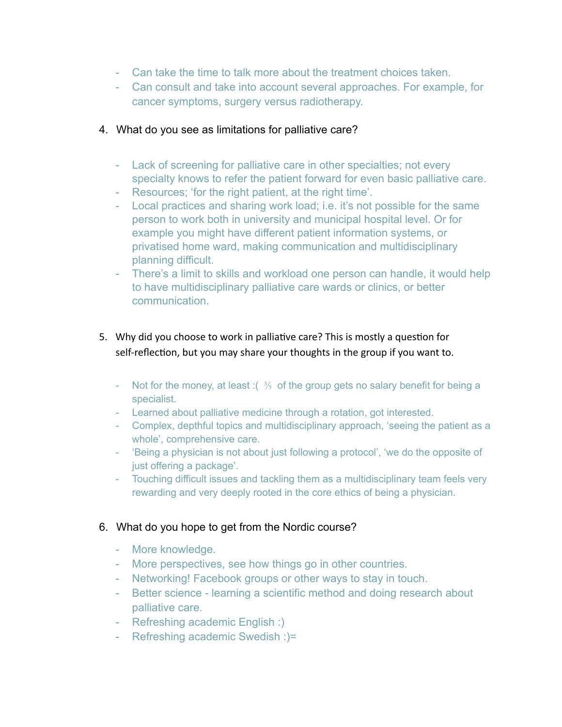- Can take the time to talk more about the treatment choices taken.
- Can consult and take into account several approaches. For example, for cancer symptoms, surgery versus radiotherapy.

4. What do you see as limitations for palliative care?

- Lack of screening for palliative care in other specialties; not every specialty knows to refer the patient forward for even basic palliative care.
- Resources; 'for the right patient, at the right time'.
- Local practices and sharing work load; i.e. it's not possible for the same person to work both in university and municipal hospital level. Or for example you might have different patient information systems, or privatised home ward, making communication and multidisciplinary planning difficult.
- There's a limit to skills and workload one person can handle, it would help to have multidisciplinary palliative care wards or clinics, or better communication.

5. Why did you choose to work in palliative care? This is mostly a question for self-reflection, but you may share your thoughts in the group if you want to.

- Not for the money, at least :( ⅗ of the group gets no salary benefit for being a specialist.
- Learned about palliative medicine through a rotation, got interested.
- Complex, depthful topics and multidisciplinary approach, 'seeing the patient as a whole', comprehensive care.
- 'Being a physician is not about just following a protocol', 'we do the opposite of just offering a package'.
- Touching difficult issues and tackling them as a multidisciplinary team feels very rewarding and very deeply rooted in the core ethics of being a physician.

6. What do you hope to get from the Nordic course?

- More knowledge.
- More perspectives, see how things go in other countries.
- Networking! Facebook groups or other ways to stay in touch.
- Better science - learning a scientific method and doing research about palliative care.
- Refreshing academic English :)
- Refreshing academic Swedish :)=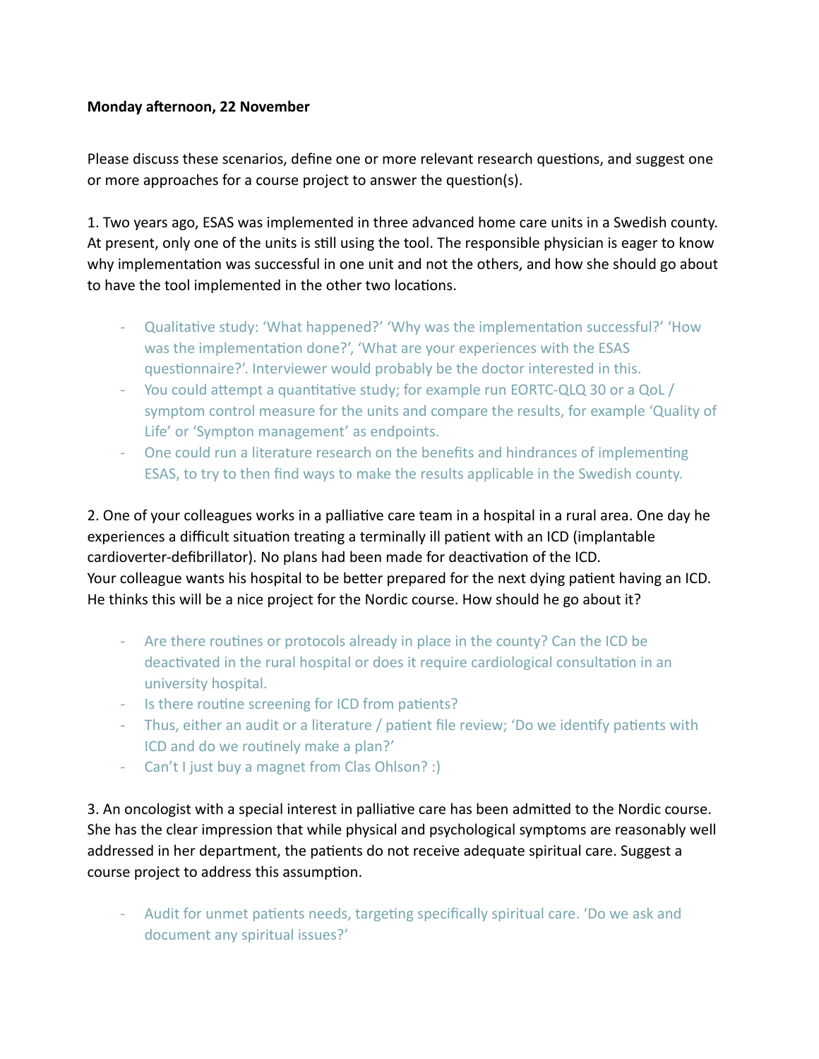**Monday afternoon, 22 November**

Please discuss these scenarios, define one or more relevant research questions, and suggest one or more approaches for a course project to answer the question(s).

1. Two years ago, ESAS was implemented in three advanced home care units in a Swedish county. At present, only one of the units is still using the tool. The responsible physician is eager to know why implementation was successful in one unit and not the others, and how she should go about to have the tool implemented in the other two locations.

   - Qualitative study: 'What happened?' 'Why was the implementation successful?' 'How was the implementation done?', 'What are your experiences with the ESAS questionnaire?'. Interviewer would probably be the doctor interested in this.
   - You could attempt a quantitative study; for example run EORTC-QLQ 30 or a QoL / symptom control measure for the units and compare the results, for example 'Quality of Life' or 'Sympton management' as endpoints.
   - One could run a literature research on the benefits and hindrances of implementing ESAS, to try to then find ways to make the results applicable in the Swedish county.

2. One of your colleagues works in a palliative care team in a hospital in a rural area. One day he experiences a difficult situation treating a terminally ill patient with an ICD (implantable cardioverter-defibrillator). No plans had been made for deactivation of the ICD. Your colleague wants his hospital to be better prepared for the next dying patient having an ICD. He thinks this will be a nice project for the Nordic course. How should he go about it?

   - Are there routines or protocols already in place in the county? Can the ICD be deactivated in the rural hospital or does it require cardiological consultation in an university hospital.
   - Is there routine screening for ICD from patients?
   - Thus, either an audit or a literature / patient file review; 'Do we identify patients with ICD and do we routinely make a plan?'
   - Can't I just buy a magnet from Clas Ohlson? :)

3. An oncologist with a special interest in palliative care has been admitted to the Nordic course. She has the clear impression that while physical and psychological symptoms are reasonably well addressed in her department, the patients do not receive adequate spiritual care. Suggest a course project to address this assumption.

   - Audit for unmet patients needs, targeting specifically spiritual care. 'Do we ask and document any spiritual issues?'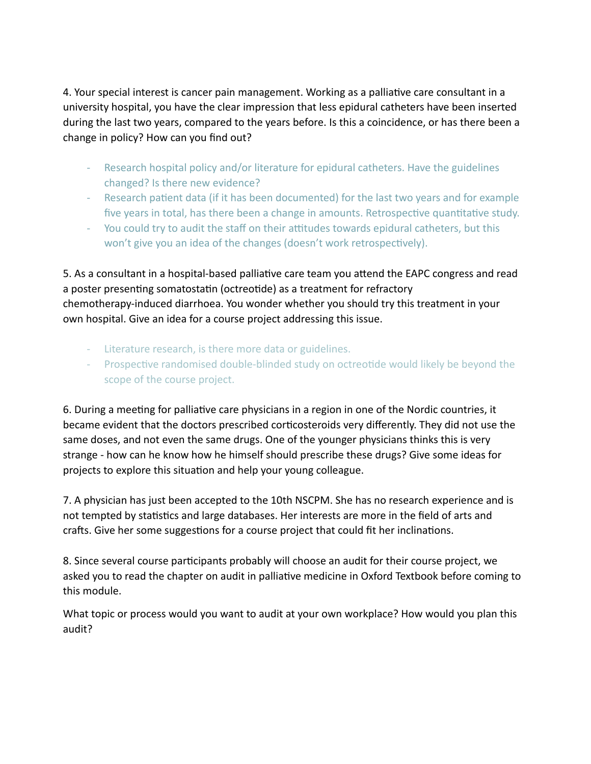4. Your special interest is cancer pain management. Working as a palliative care consultant in a university hospital, you have the clear impression that less epidural catheters have been inserted during the last two years, compared to the years before. Is this a coincidence, or has there been a change in policy? How can you find out?

- Research hospital policy and/or literature for epidural catheters. Have the guidelines changed? Is there new evidence?
- Research patient data (if it has been documented) for the last two years and for example five years in total, has there been a change in amounts. Retrospective quantitative study.
- You could try to audit the staff on their attitudes towards epidural catheters, but this won't give you an idea of the changes (doesn't work retrospectively).

5. As a consultant in a hospital-based palliative care team you attend the EAPC congress and read a poster presenting somatostatin (octreotide) as a treatment for refractory chemotherapy-induced diarrhoea. You wonder whether you should try this treatment in your own hospital. Give an idea for a course project addressing this issue.

- Literature research, is there more data or guidelines.
- Prospective randomised double-blinded study on octreotide would likely be beyond the scope of the course project.

6. During a meeting for palliative care physicians in a region in one of the Nordic countries, it became evident that the doctors prescribed corticosteroids very differently. They did not use the same doses, and not even the same drugs. One of the younger physicians thinks this is very strange - how can he know how he himself should prescribe these drugs? Give some ideas for projects to explore this situation and help your young colleague.

7. A physician has just been accepted to the 10th NSCPM. She has no research experience and is not tempted by statistics and large databases. Her interests are more in the field of arts and crafts. Give her some suggestions for a course project that could fit her inclinations.

8. Since several course participants probably will choose an audit for their course project, we asked you to read the chapter on audit in palliative medicine in Oxford Textbook before coming to this module.

What topic or process would you want to audit at your own workplace? How would you plan this audit?